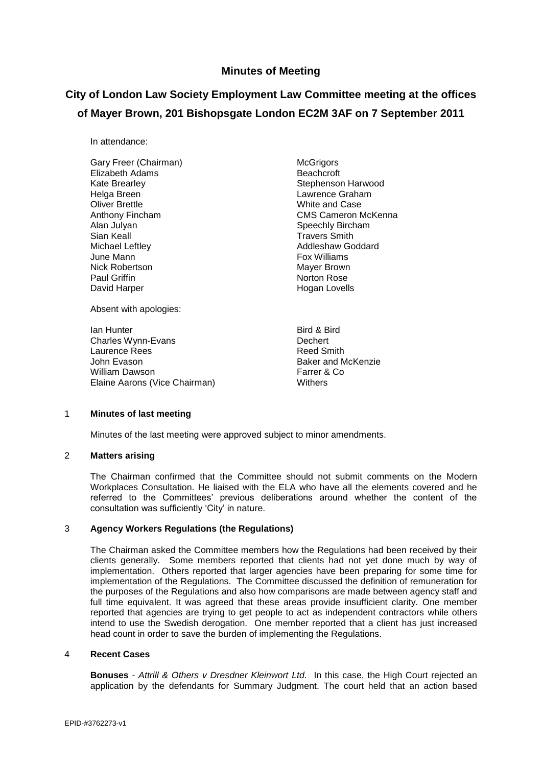## Minutes of Meeting

# City of London Law Society Employment Law Committee meeting at the offices of Mayer Brown, 201 Bishopsgate London EC2M 3AF on 7 September 2011

In attendance:

| | |
|---|---|
| Gary Freer (Chairman) | McGrigors |
| Elizabeth Adams | Beachcroft |
| Kate Brearley | Stephenson Harwood |
| Helga Breen | Lawrence Graham |
| Oliver Brettle | White and Case |
| Anthony Fincham | CMS Cameron McKenna |
| Alan Julyan | Speechly Bircham |
| Sian Keall | Travers Smith |
| Michael Leftley | Addleshaw Goddard |
| June Mann | Fox Williams |
| Nick Robertson | Mayer Brown |
| Paul Griffin | Norton Rose |
| David Harper | Hogan Lovells |

Absent with apologies:

| | |
|---|---|
| Ian Hunter | Bird & Bird |
| Charles Wynn-Evans | Dechert |
| Laurence Rees | Reed Smith |
| John Evason | Baker and McKenzie |
| William Dawson | Farrer & Co |
| Elaine Aarons (Vice Chairman) | Withers |

1 **Minutes of last meeting**

Minutes of the last meeting were approved subject to minor amendments.

2 **Matters arising**

The Chairman confirmed that the Committee should not submit comments on the Modern Workplaces Consultation. He liaised with the ELA who have all the elements covered and he referred to the Committees' previous deliberations around whether the content of the consultation was sufficiently 'City' in nature.

3 **Agency Workers Regulations (the Regulations)**

The Chairman asked the Committee members how the Regulations had been received by their clients generally. Some members reported that clients had not yet done much by way of implementation. Others reported that larger agencies have been preparing for some time for implementation of the Regulations. The Committee discussed the definition of remuneration for the purposes of the Regulations and also how comparisons are made between agency staff and full time equivalent. It was agreed that these areas provide insufficient clarity. One member reported that agencies are trying to get people to act as independent contractors while others intend to use the Swedish derogation. One member reported that a client has just increased head count in order to save the burden of implementing the Regulations.

4 **Recent Cases**

**Bonuses** - *Attrill & Others v Dresdner Kleinwort Ltd.* In this case, the High Court rejected an application by the defendants for Summary Judgment. The court held that an action based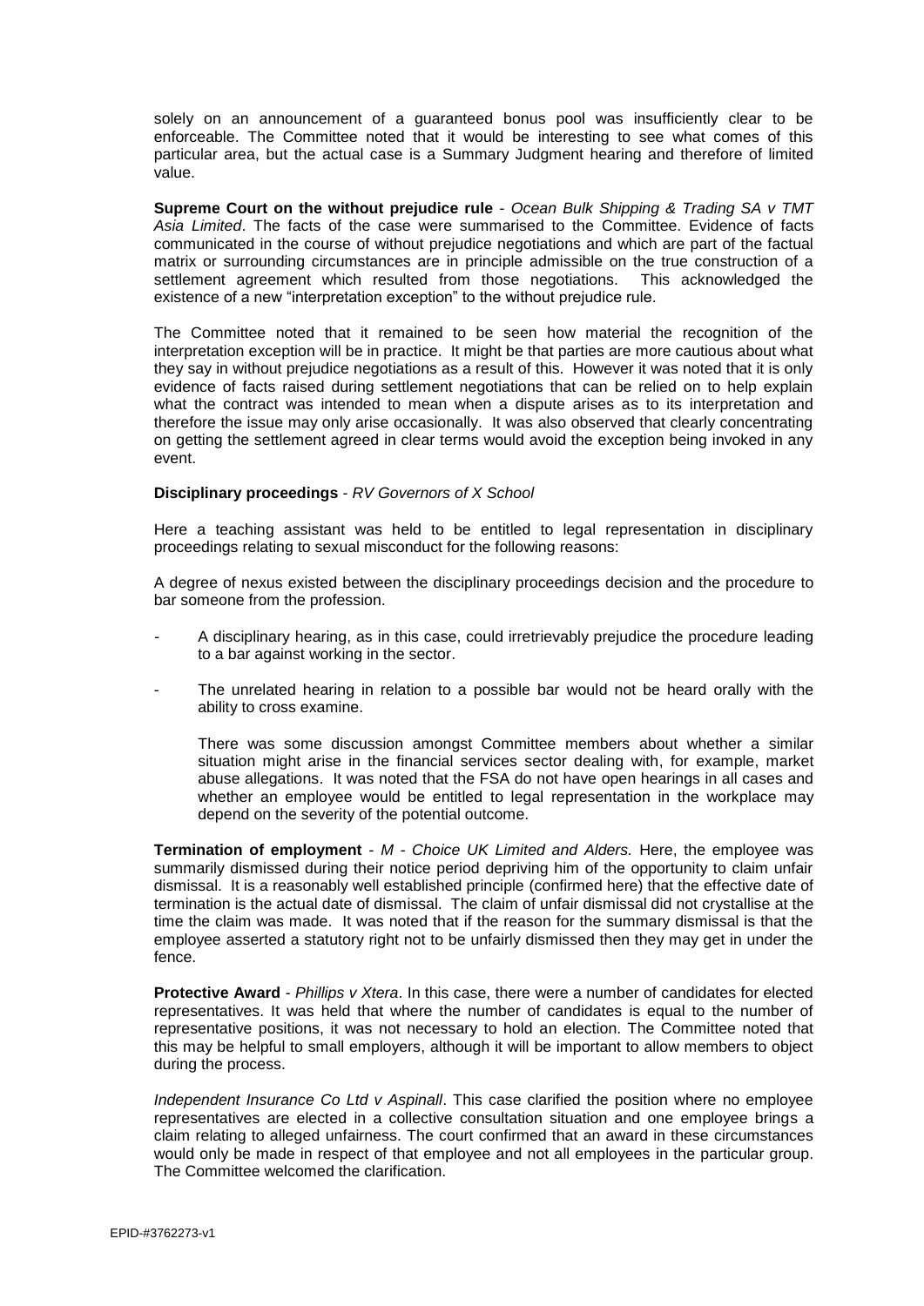solely on an announcement of a guaranteed bonus pool was insufficiently clear to be enforceable. The Committee noted that it would be interesting to see what comes of this particular area, but the actual case is a Summary Judgment hearing and therefore of limited value.

**Supreme Court on the without prejudice rule** - *Ocean Bulk Shipping & Trading SA v TMT Asia Limited*. The facts of the case were summarised to the Committee. Evidence of facts communicated in the course of without prejudice negotiations and which are part of the factual matrix or surrounding circumstances are in principle admissible on the true construction of a settlement agreement which resulted from those negotiations. This acknowledged the existence of a new "interpretation exception" to the without prejudice rule.

The Committee noted that it remained to be seen how material the recognition of the interpretation exception will be in practice. It might be that parties are more cautious about what they say in without prejudice negotiations as a result of this. However it was noted that it is only evidence of facts raised during settlement negotiations that can be relied on to help explain what the contract was intended to mean when a dispute arises as to its interpretation and therefore the issue may only arise occasionally. It was also observed that clearly concentrating on getting the settlement agreed in clear terms would avoid the exception being invoked in any event.

**Disciplinary proceedings** - *RV Governors of X School*

Here a teaching assistant was held to be entitled to legal representation in disciplinary proceedings relating to sexual misconduct for the following reasons:

A degree of nexus existed between the disciplinary proceedings decision and the procedure to bar someone from the profession.

- A disciplinary hearing, as in this case, could irretrievably prejudice the procedure leading to a bar against working in the sector.
- The unrelated hearing in relation to a possible bar would not be heard orally with the ability to cross examine.

  There was some discussion amongst Committee members about whether a similar situation might arise in the financial services sector dealing with, for example, market abuse allegations. It was noted that the FSA do not have open hearings in all cases and whether an employee would be entitled to legal representation in the workplace may depend on the severity of the potential outcome.

**Termination of employment** - *M - Choice UK Limited and Alders.* Here, the employee was summarily dismissed during their notice period depriving him of the opportunity to claim unfair dismissal. It is a reasonably well established principle (confirmed here) that the effective date of termination is the actual date of dismissal. The claim of unfair dismissal did not crystallise at the time the claim was made. It was noted that if the reason for the summary dismissal is that the employee asserted a statutory right not to be unfairly dismissed then they may get in under the fence.

**Protective Award** - *Phillips v Xtera*. In this case, there were a number of candidates for elected representatives. It was held that where the number of candidates is equal to the number of representative positions, it was not necessary to hold an election. The Committee noted that this may be helpful to small employers, although it will be important to allow members to object during the process.

*Independent Insurance Co Ltd v Aspinall*. This case clarified the position where no employee representatives are elected in a collective consultation situation and one employee brings a claim relating to alleged unfairness. The court confirmed that an award in these circumstances would only be made in respect of that employee and not all employees in the particular group. The Committee welcomed the clarification.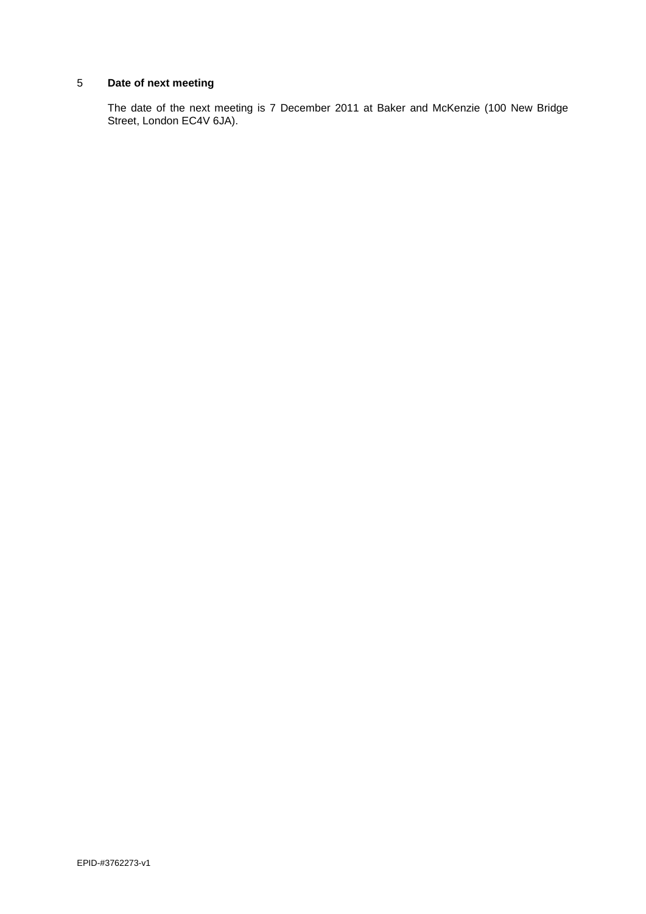## 5 Date of next meeting

The date of the next meeting is 7 December 2011 at Baker and McKenzie (100 New Bridge Street, London EC4V 6JA).

EPID-#3762273-v1